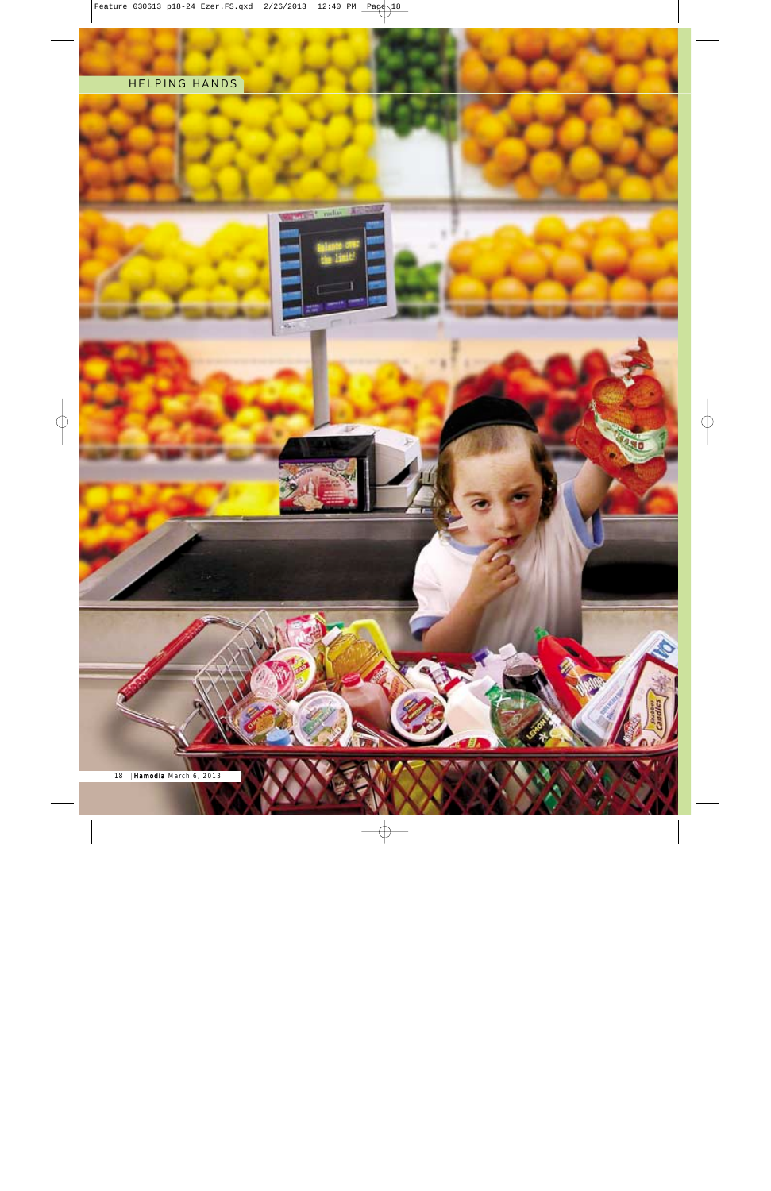HELPING HANDS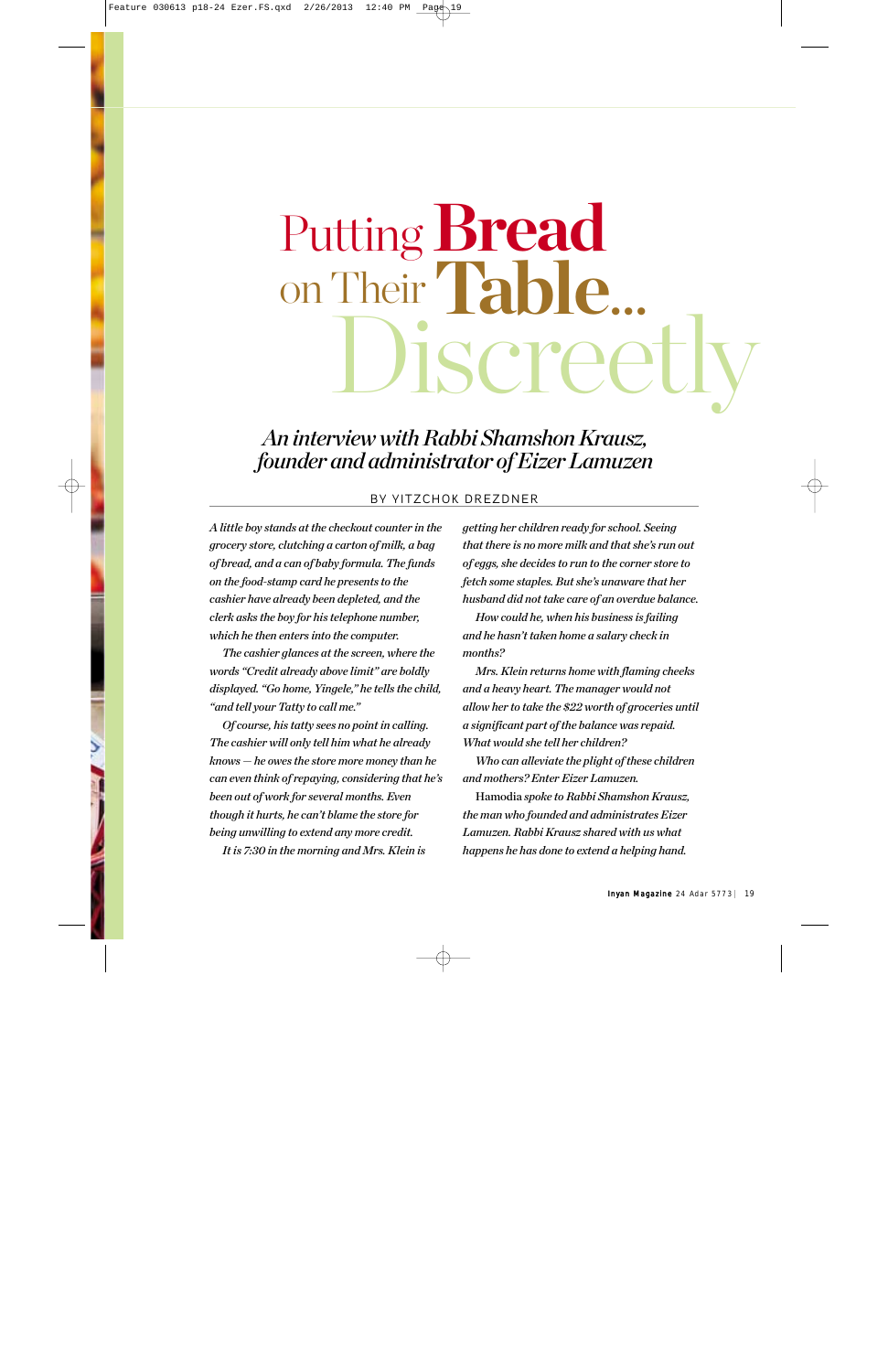# Putting **Bread** on Their **Table...** Discreetly

## *An interview with Rabbi Shamshon Krausz, founder and administrator of Eizer Lamuzen*

BY YITZCHOK DREZDNER

*A little boy stands at the checkout counter in the grocery store, clutching a carton of milk, a bag of bread, and a can of baby formula. The funds on the food-stamp card he presents to the cashier have already been depleted, and the clerk asks the boy for his telephone number, which he then enters into the computer.*

*The cashier glances at the screen, where the words "Credit already above limit" are boldly displayed. "Go home, Yingele," he tells the child, "and tell your Tatty to call me."*

*Of course, his tatty sees no point in calling. The cashier will only tell him what he already knows — he owes the store more money than he can even think of repaying, considering that he's been out of work for several months. Even though it hurts, he can't blame the store for being unwilling to extend any more credit.*

*It is 7:30 in the morning and Mrs. Klein is getting her children ready for school. Seeing that there is no more milk and that she's run out of eggs, she decides to run to the corner store to fetch some staples. But she's unaware that her husband did not take care of an overdue balance.*

*How could he, when his business is failing and he hasn't taken home a salary check in months?*

*Mrs. Klein returns home with flaming cheeks and a heavy heart. The manager would not allow her to take the $22 worth of groceries until a significant part of the balance was repaid. What would she tell her children?*

*Who can alleviate the plight of these children and mothers? Enter Eizer Lamuzen.*

Hamodia *spoke to Rabbi Shamshon Krausz, the man who founded and administrates Eizer Lamuzen. Rabbi Krausz shared with us what happens he has done to extend a helping hand.*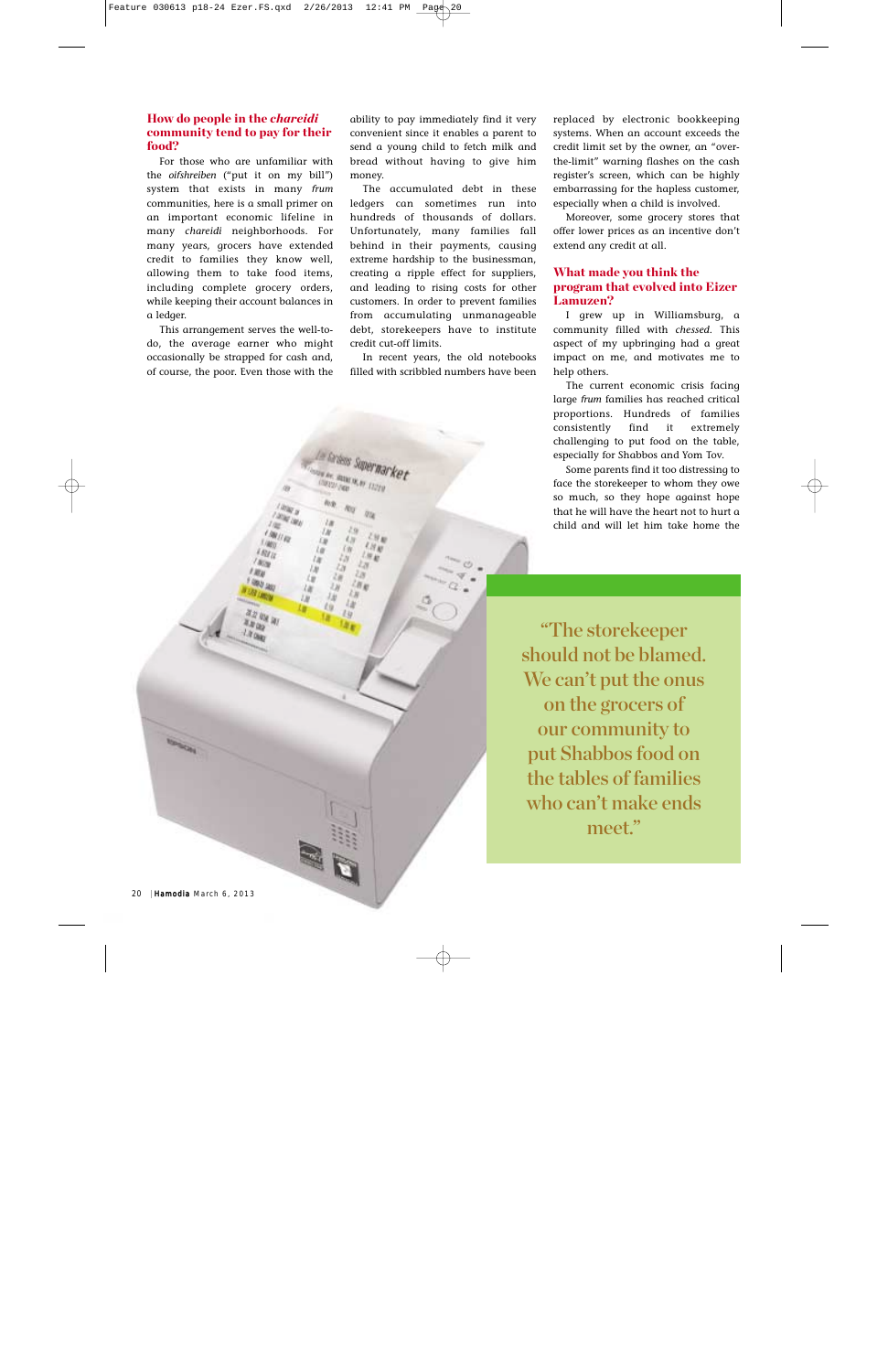### How do people in the *chareidi* community tend to pay for their food?

For those who are unfamiliar with the *oifshreiben* ("put it on my bill") system that exists in many *frum* communities, here is a small primer on an important economic lifeline in many *chareidi* neighborhoods. For many years, grocers have extended credit to families they know well, allowing them to take food items, including complete grocery orders, while keeping their account balances in a ledger.

This arrangement serves the well-to-do, the average earner who might occasionally be strapped for cash and, of course, the poor. Even those with the ability to pay immediately find it very convenient since it enables a parent to send a young child to fetch milk and bread without having to give him money.

The accumulated debt in these ledgers can sometimes run into hundreds of thousands of dollars. Unfortunately, many families fall behind in their payments, causing extreme hardship to the businessman, creating a ripple effect for suppliers, and leading to rising costs for other customers. In order to prevent families from accumulating unmanageable debt, storekeepers have to institute credit cut-off limits.

In recent years, the old notebooks filled with scribbled numbers have been replaced by electronic bookkeeping systems. When an account exceeds the credit limit set by the owner, an "over-the-limit" warning flashes on the cash register's screen, which can be highly embarrassing for the hapless customer, especially when a child is involved.

Moreover, some grocery stores that offer lower prices as an incentive don't extend any credit at all.

### What made you think the program that evolved into Eizer Lamuzen?

I grew up in Williamsburg, a community filled with *chessed*. This aspect of my upbringing had a great impact on me, and motivates me to help others.

The current economic crisis facing large *frum* families has reached critical proportions. Hundreds of families consistently find it extremely challenging to put food on the table, especially for Shabbos and Yom Tov.

Some parents find it too distressing to face the storekeeper to whom they owe so much, so they hope against hope that he will have the heart not to hurt a child and will let him take home the

> "The storekeeper should not be blamed. We can't put the onus on the grocers of our community to put Shabbos food on the tables of families who can't make ends meet."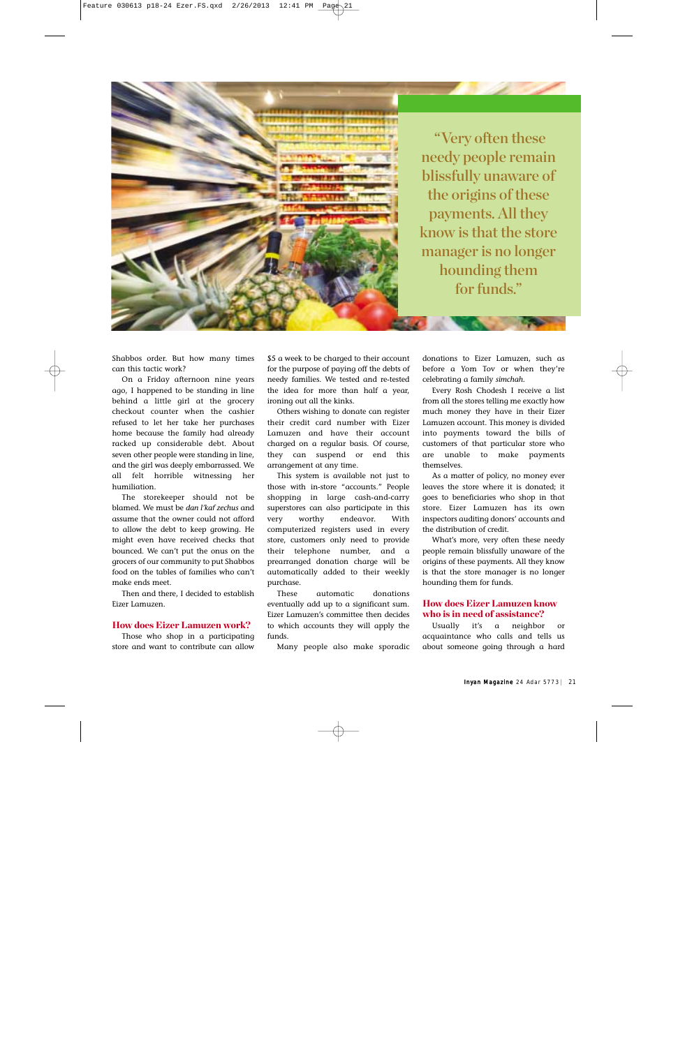> "Very often these needy people remain blissfully unaware of the origins of these payments. All they know is that the store manager is no longer hounding them for funds."

Shabbos order. But how many times can this tactic work?

On a Friday afternoon nine years ago, I happened to be standing in line behind a little girl at the grocery checkout counter when the cashier refused to let her take her purchases home because the family had already racked up considerable debt. About seven other people were standing in line, and the girl was deeply embarrassed. We all felt horrible witnessing her humiliation.

The storekeeper should not be blamed. We must be *dan l'kaf zechus* and assume that the owner could not afford to allow the debt to keep growing. He might even have received checks that bounced. We can't put the onus on the grocers of our community to put Shabbos food on the tables of families who can't make ends meet.

Then and there, I decided to establish Eizer Lamuzen.

## How does Eizer Lamuzen work?

Those who shop in a participating store and want to contribute can allow $5 a week to be charged to their account for the purpose of paying off the debts of needy families. We tested and re-tested the idea for more than half a year, ironing out all the kinks.

Others wishing to donate can register their credit card number with Eizer Lamuzen and have their account charged on a regular basis. Of course, they can suspend or end this arrangement at any time.

This system is available not just to those with in-store "accounts." People shopping in large cash-and-carry superstores can also participate in this very worthy endeavor. With computerized registers used in every store, customers only need to provide their telephone number, and a prearranged donation charge will be automatically added to their weekly purchase.

These automatic donations eventually add up to a significant sum. Eizer Lamuzen's committee then decides to which accounts they will apply the funds.

Many people also make sporadic donations to Eizer Lamuzen, such as before a Yom Tov or when they're celebrating a family *simchah*.

Every Rosh Chodesh I receive a list from all the stores telling me exactly how much money they have in their Eizer Lamuzen account. This money is divided into payments toward the bills of customers of that particular store who are unable to make payments themselves.

As a matter of policy, no money ever leaves the store where it is donated; it goes to beneficiaries who shop in that store. Eizer Lamuzen has its own inspectors auditing donors' accounts and the distribution of credit.

What's more, very often these needy people remain blissfully unaware of the origins of these payments. All they know is that the store manager is no longer hounding them for funds.

## How does Eizer Lamuzen know who is in need of assistance?

Usually it's a neighbor or acquaintance who calls and tells us about someone going through a hard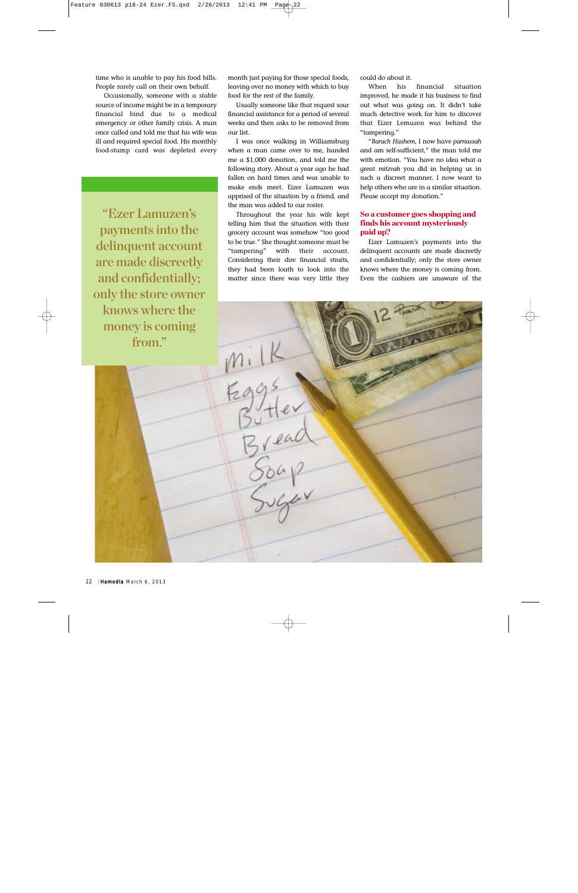time who is unable to pay his food bills. People rarely call on their own behalf.

Occasionally, someone with a stable source of income might be in a temporary financial bind due to a medical emergency or other family crisis. A man once called and told me that his wife was ill and required special food. His monthly food-stamp card was depleted every month just paying for those special foods, leaving over no money with which to buy food for the rest of the family.

Usually someone like that request sour financial assistance for a period of several weeks and then asks to be removed from our list.

I was once walking in Williamsburg when a man came over to me, handed me a $1,000 donation, and told me the following story. About a year ago he had fallen on hard times and was unable to make ends meet. Eizer Lamuzen was apprised of the situation by a friend, and the man was added to our roster.

Throughout the year his wife kept telling him that the situation with their grocery account was somehow "too good to be true." She thought someone must be "tampering" with their account. Considering their dire financial straits, they had been loath to look into the matter since there was very little they could do about it.

When his financial situation improved, he made it his business to find out what was going on. It didn't take much detective work for him to discover that Eizer Lemuzen was behind the "tampering."

"*Baruch Hashem*, I now have *parnassah* and am self-sufficient," the man told me with emotion. "You have no idea what a great *mitzvah* you did in helping us in such a discreet manner. I now want to help others who are in a similar situation. Please accept my donation."

> "Ezer Lamuzen's payments into the delinquent account are made discreetly and confidentially; only the store owner knows where the money is coming from."

### So a customer goes shopping and finds his account mysteriously paid up?

Eizer Lamuzen's payments into the delinquent accounts are made discreetly and confidentially; only the store owner knows where the money is coming from. Even the cashiers are unaware of the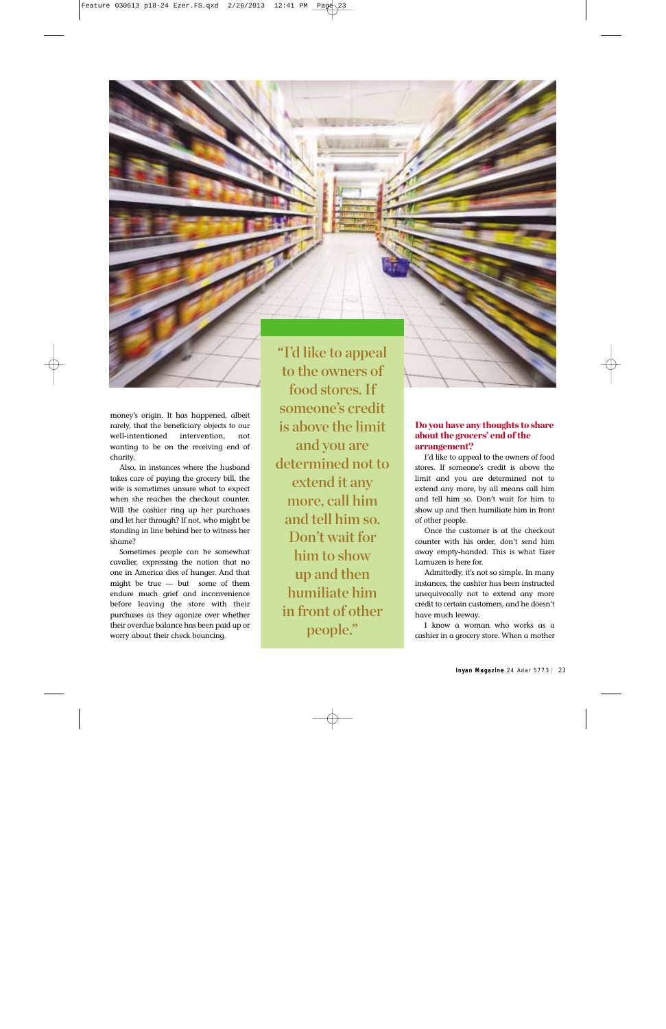money's origin. It has happened, albeit rarely, that the beneficiary objects to our well-intentioned intervention, not wanting to be on the receiving end of charity.

Also, in instances where the husband takes care of paying the grocery bill, the wife is sometimes unsure what to expect when she reaches the checkout counter. Will the cashier ring up her purchases and let her through? If not, who might be standing in line behind her to witness her shame?

Sometimes people can be somewhat cavalier, expressing the notion that no one in America dies of hunger. And that might be true — but some of them endure much grief and inconvenience before leaving the store with their purchases as they agonize over whether their overdue balance has been paid up or worry about their check bouncing.

"I'd like to appeal to the owners of food stores. If someone's credit is above the limit and you are determined not to extend it any more, call him and tell him so. Don't wait for him to show up and then humiliate him in front of other people."

**Do you have any thoughts to share about the grocers' end of the arrangement?**

I'd like to appeal to the owners of food stores. If someone's credit is above the limit and you are determined not to extend any more, by all means call him and tell him so. Don't wait for him to show up and then humiliate him in front of other people.

Once the customer is at the checkout counter with his order, don't send him away empty-handed. This is what Eizer Lamuzen is here for.

Admittedly, it's not so simple. In many instances, the cashier has been instructed unequivocally not to extend any more credit to certain customers, and he doesn't have much leeway.

I know a woman who works as a cashier in a grocery store. When a mother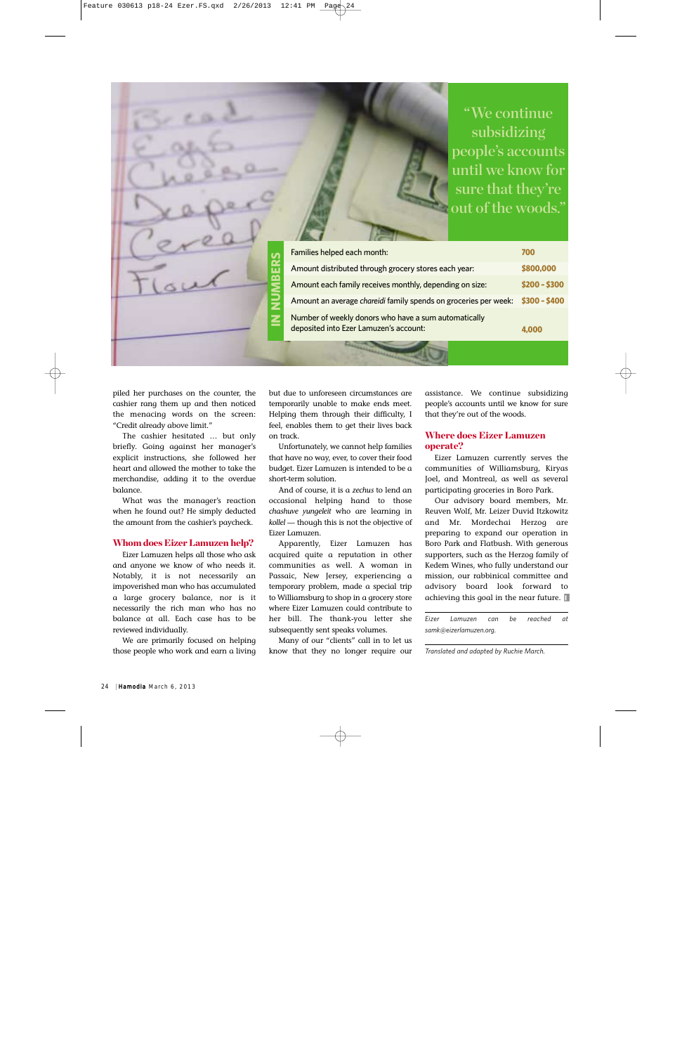"We continue subsidizing people's accounts until we know for sure that they're out of the woods."

IN NUMBERS

| | |
|---|---|
| Families helped each month: | 700 |
| Amount distributed through grocery stores each year: | $800,000 |
| Amount each family receives monthly, depending on size: | $200 – $300 |
| Amount an average *chareidi* family spends on groceries per week: | $300 – $400 |
| Number of weekly donors who have a sum automatically deposited into Ezer Lamuzen's account: | 4,000 |

piled her purchases on the counter, the cashier rang them up and then noticed the menacing words on the screen: "Credit already above limit."

The cashier hesitated … but only briefly. Going against her manager's explicit instructions, she followed her heart and allowed the mother to take the merchandise, adding it to the overdue balance.

What was the manager's reaction when he found out? He simply deducted the amount from the cashier's paycheck.

## Whom does Eizer Lamuzen help?

Eizer Lamuzen helps all those who ask and anyone we know of who needs it. Notably, it is not necessarily an impoverished man who has accumulated a large grocery balance, nor is it necessarily the rich man who has no balance at all. Each case has to be reviewed individually.

We are primarily focused on helping those people who work and earn a living but due to unforeseen circumstances are temporarily unable to make ends meet. Helping them through their difficulty, I feel, enables them to get their lives back on track.

Unfortunately, we cannot help families that have no way, ever, to cover their food budget. Eizer Lamuzen is intended to be a short-term solution.

And of course, it is a *zechus* to lend an occasional helping hand to those *chashuve yungeleit* who are learning in *kollel* — though this is not the objective of Eizer Lamuzen.

Apparently, Eizer Lamuzen has acquired quite a reputation in other communities as well. A woman in Passaic, New Jersey, experiencing a temporary problem, made a special trip to Williamsburg to shop in a grocery store where Eizer Lamuzen could contribute to her bill. The thank-you letter she subsequently sent speaks volumes.

Many of our "clients" call in to let us know that they no longer require our assistance. We continue subsidizing people's accounts until we know for sure that they're out of the woods.

## Where does Eizer Lamuzen operate?

Eizer Lamuzen currently serves the communities of Williamsburg, Kiryas Joel, and Montreal, as well as several participating groceries in Boro Park.

Our advisory board members, Mr. Reuven Wolf, Mr. Leizer Duvid Itzkowitz and Mr. Mordechai Herzog are preparing to expand our operation in Boro Park and Flatbush. With generous supporters, such as the Herzog family of Kedem Wines, who fully understand our mission, our rabbinical committee and advisory board look forward to achieving this goal in the near future. ■

*Eizer Lamuzen can be reached at samk@eizerlamuzen.org.*

*Translated and adapted by Ruchie March.*